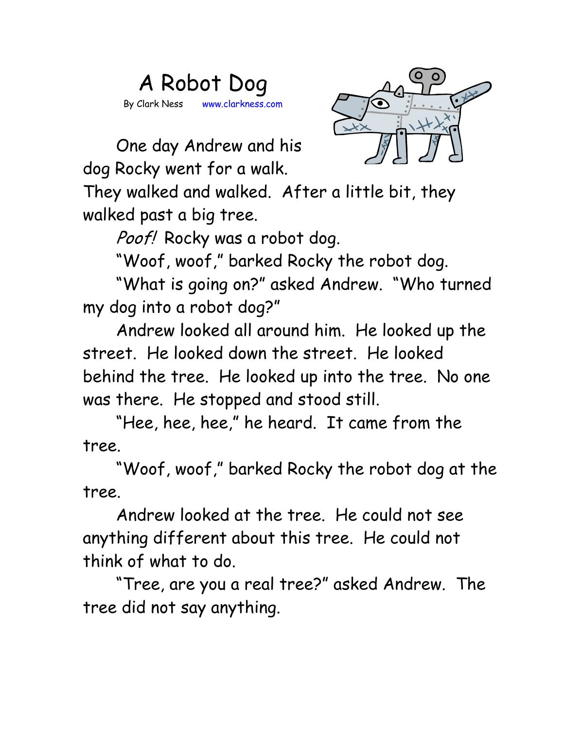# A Robot Dog

By Clark Ness www.clarkness.com

One day Andrew and his dog Rocky went for a walk. They walked and walked. After a little bit, they walked past a big tree.

*Poof!* Rocky was a robot dog.

"Woof, woof," barked Rocky the robot dog.

"What is going on?" asked Andrew. "Who turned my dog into a robot dog?"

Andrew looked all around him. He looked up the street. He looked down the street. He looked behind the tree. He looked up into the tree. No one was there. He stopped and stood still.

"Hee, hee, hee," he heard. It came from the tree.

"Woof, woof," barked Rocky the robot dog at the tree.

Andrew looked at the tree. He could not see anything different about this tree. He could not think of what to do.

"Tree, are you a real tree?" asked Andrew. The tree did not say anything.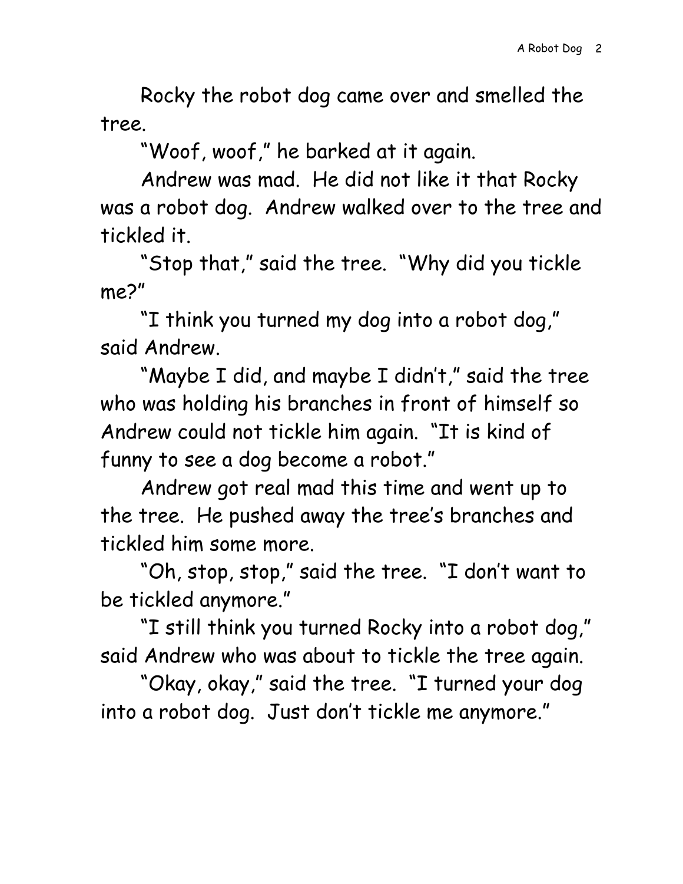Rocky the robot dog came over and smelled the tree.

"Woof, woof," he barked at it again.

Andrew was mad. He did not like it that Rocky was a robot dog. Andrew walked over to the tree and tickled it.

"Stop that," said the tree. "Why did you tickle me?"

"I think you turned my dog into a robot dog," said Andrew.

"Maybe I did, and maybe I didn't," said the tree who was holding his branches in front of himself so Andrew could not tickle him again. "It is kind of funny to see a dog become a robot."

Andrew got real mad this time and went up to the tree. He pushed away the tree's branches and tickled him some more.

"Oh, stop, stop," said the tree. "I don't want to be tickled anymore."

"I still think you turned Rocky into a robot dog," said Andrew who was about to tickle the tree again.

"Okay, okay," said the tree. "I turned your dog into a robot dog. Just don't tickle me anymore."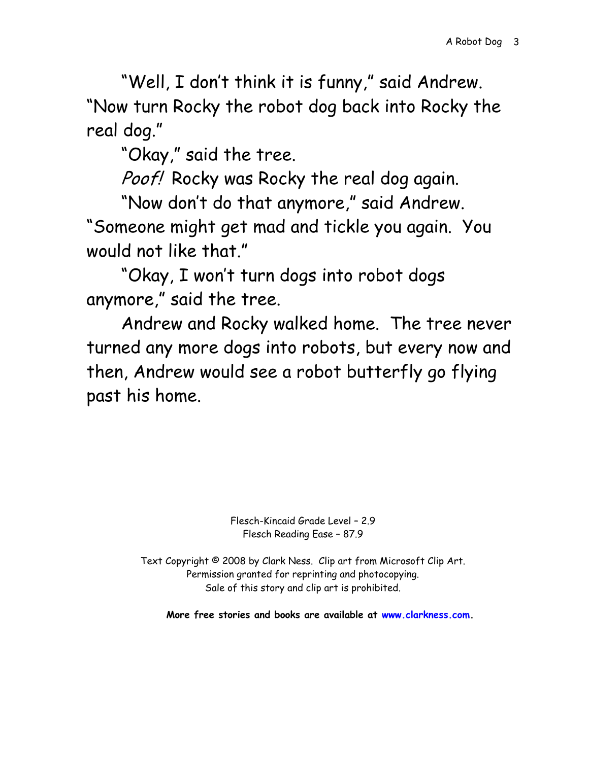"Well, I don't think it is funny," said Andrew. "Now turn Rocky the robot dog back into Rocky the real dog."

"Okay," said the tree.

*Poof!* Rocky was Rocky the real dog again.

"Now don't do that anymore," said Andrew. "Someone might get mad and tickle you again. You would not like that."

"Okay, I won't turn dogs into robot dogs anymore," said the tree.

Andrew and Rocky walked home. The tree never turned any more dogs into robots, but every now and then, Andrew would see a robot butterfly go flying past his home.

Flesch-Kincaid Grade Level – 2.9
Flesch Reading Ease – 87.9

Text Copyright © 2008 by Clark Ness. Clip art from Microsoft Clip Art.
Permission granted for reprinting and photocopying.
Sale of this story and clip art is prohibited.

**More free stories and books are available at www.clarkness.com.**